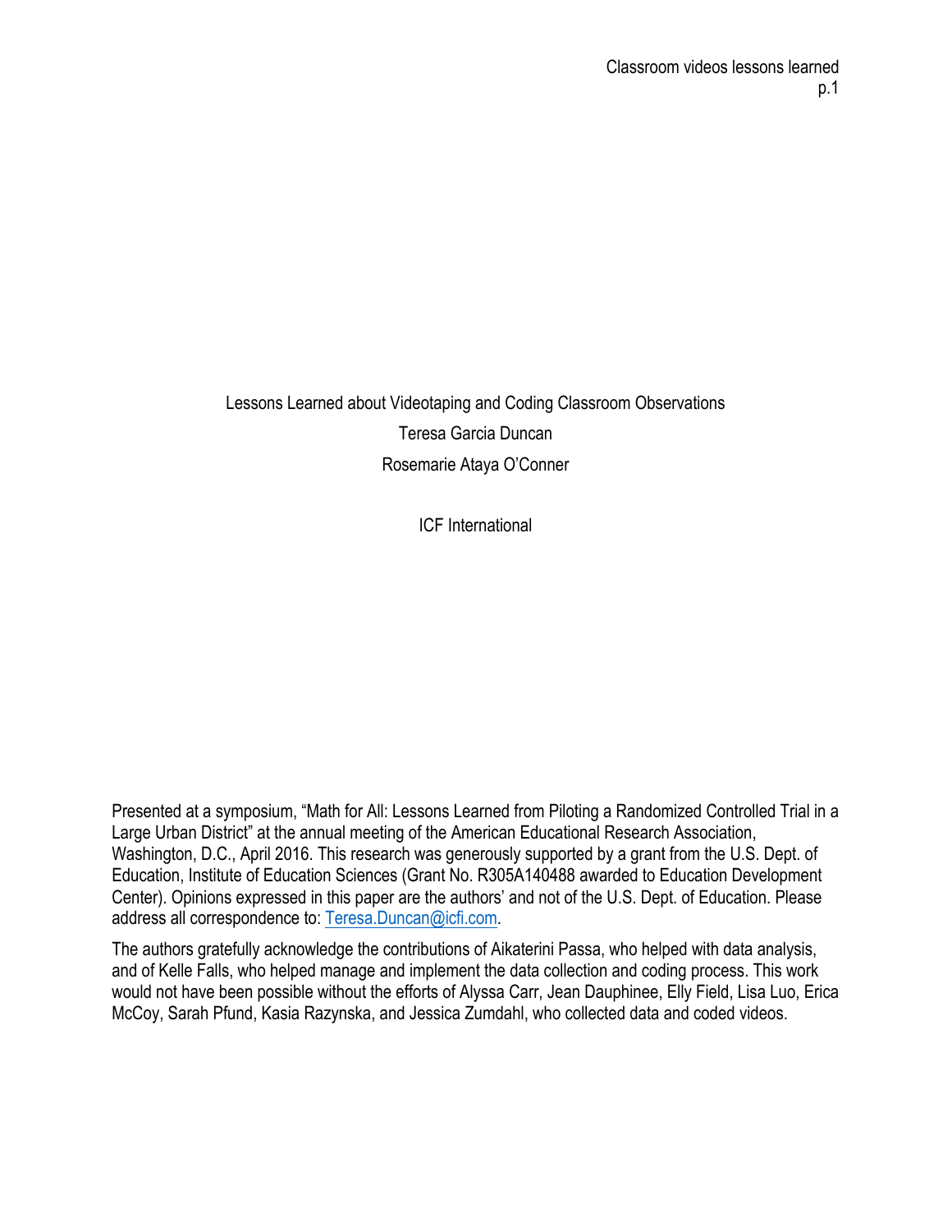# Lessons Learned about Videotaping and Coding Classroom Observations

Teresa Garcia Duncan

Rosemarie Ataya O'Conner

ICF International

Presented at a symposium, "Math for All: Lessons Learned from Piloting a Randomized Controlled Trial in a Large Urban District" at the annual meeting of the American Educational Research Association, Washington, D.C., April 2016. This research was generously supported by a grant from the U.S. Dept. of Education, Institute of Education Sciences (Grant No. R305A140488 awarded to Education Development Center). Opinions expressed in this paper are the authors' and not of the U.S. Dept. of Education. Please address all correspondence to: Teresa.Duncan@icfi.com.

The authors gratefully acknowledge the contributions of Aikaterini Passa, who helped with data analysis, and of Kelle Falls, who helped manage and implement the data collection and coding process. This work would not have been possible without the efforts of Alyssa Carr, Jean Dauphinee, Elly Field, Lisa Luo, Erica McCoy, Sarah Pfund, Kasia Razynska, and Jessica Zumdahl, who collected data and coded videos.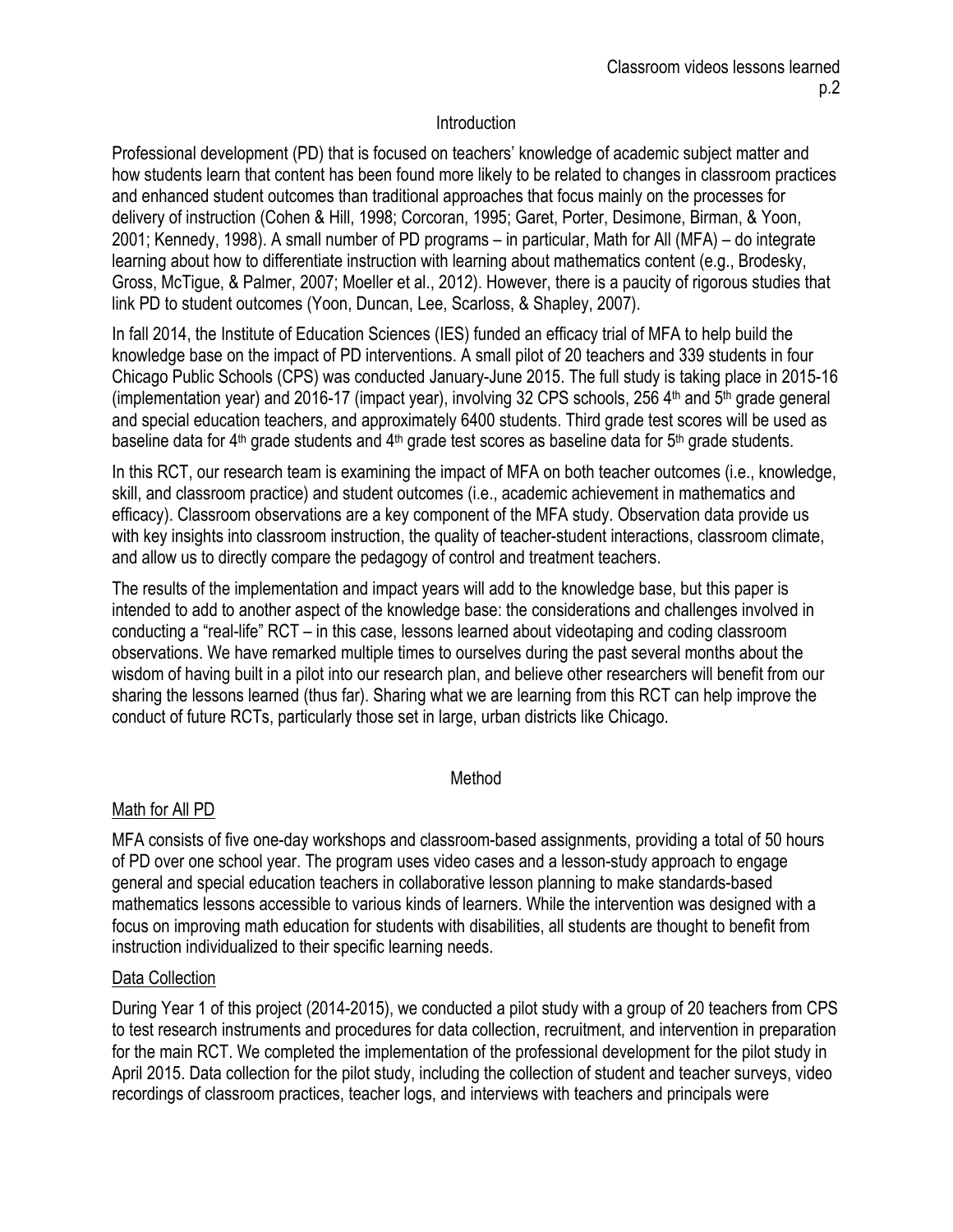## Introduction

Professional development (PD) that is focused on teachers' knowledge of academic subject matter and how students learn that content has been found more likely to be related to changes in classroom practices and enhanced student outcomes than traditional approaches that focus mainly on the processes for delivery of instruction (Cohen & Hill, 1998; Corcoran, 1995; Garet, Porter, Desimone, Birman, & Yoon, 2001; Kennedy, 1998). A small number of PD programs – in particular, Math for All (MFA) – do integrate learning about how to differentiate instruction with learning about mathematics content (e.g., Brodesky, Gross, McTigue, & Palmer, 2007; Moeller et al., 2012). However, there is a paucity of rigorous studies that link PD to student outcomes (Yoon, Duncan, Lee, Scarloss, & Shapley, 2007).

In fall 2014, the Institute of Education Sciences (IES) funded an efficacy trial of MFA to help build the knowledge base on the impact of PD interventions. A small pilot of 20 teachers and 339 students in four Chicago Public Schools (CPS) was conducted January-June 2015. The full study is taking place in 2015-16 (implementation year) and 2016-17 (impact year), involving 32 CPS schools, 256 4th and 5th grade general and special education teachers, and approximately 6400 students. Third grade test scores will be used as baseline data for 4th grade students and 4th grade test scores as baseline data for 5th grade students.

In this RCT, our research team is examining the impact of MFA on both teacher outcomes (i.e., knowledge, skill, and classroom practice) and student outcomes (i.e., academic achievement in mathematics and efficacy). Classroom observations are a key component of the MFA study. Observation data provide us with key insights into classroom instruction, the quality of teacher-student interactions, classroom climate, and allow us to directly compare the pedagogy of control and treatment teachers.

The results of the implementation and impact years will add to the knowledge base, but this paper is intended to add to another aspect of the knowledge base: the considerations and challenges involved in conducting a "real-life" RCT – in this case, lessons learned about videotaping and coding classroom observations. We have remarked multiple times to ourselves during the past several months about the wisdom of having built in a pilot into our research plan, and believe other researchers will benefit from our sharing the lessons learned (thus far). Sharing what we are learning from this RCT can help improve the conduct of future RCTs, particularly those set in large, urban districts like Chicago.

## Method

### Math for All PD

MFA consists of five one-day workshops and classroom-based assignments, providing a total of 50 hours of PD over one school year. The program uses video cases and a lesson-study approach to engage general and special education teachers in collaborative lesson planning to make standards-based mathematics lessons accessible to various kinds of learners. While the intervention was designed with a focus on improving math education for students with disabilities, all students are thought to benefit from instruction individualized to their specific learning needs.

### Data Collection

During Year 1 of this project (2014-2015), we conducted a pilot study with a group of 20 teachers from CPS to test research instruments and procedures for data collection, recruitment, and intervention in preparation for the main RCT. We completed the implementation of the professional development for the pilot study in April 2015. Data collection for the pilot study, including the collection of student and teacher surveys, video recordings of classroom practices, teacher logs, and interviews with teachers and principals were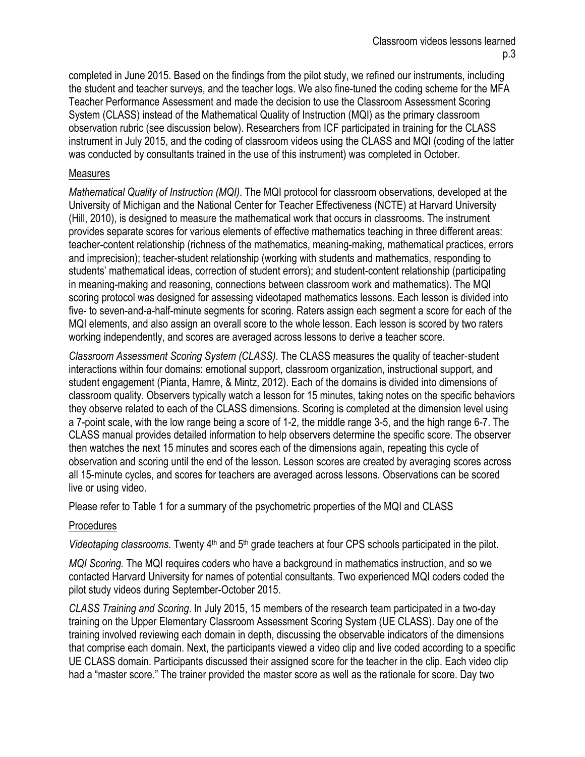completed in June 2015. Based on the findings from the pilot study, we refined our instruments, including the student and teacher surveys, and the teacher logs. We also fine-tuned the coding scheme for the MFA Teacher Performance Assessment and made the decision to use the Classroom Assessment Scoring System (CLASS) instead of the Mathematical Quality of Instruction (MQI) as the primary classroom observation rubric (see discussion below). Researchers from ICF participated in training for the CLASS instrument in July 2015, and the coding of classroom videos using the CLASS and MQI (coding of the latter was conducted by consultants trained in the use of this instrument) was completed in October.

## Measures

*Mathematical Quality of Instruction (MQI)*. The MQI protocol for classroom observations, developed at the University of Michigan and the National Center for Teacher Effectiveness (NCTE) at Harvard University (Hill, 2010), is designed to measure the mathematical work that occurs in classrooms. The instrument provides separate scores for various elements of effective mathematics teaching in three different areas: teacher-content relationship (richness of the mathematics, meaning-making, mathematical practices, errors and imprecision); teacher-student relationship (working with students and mathematics, responding to students' mathematical ideas, correction of student errors); and student-content relationship (participating in meaning-making and reasoning, connections between classroom work and mathematics). The MQI scoring protocol was designed for assessing videotaped mathematics lessons. Each lesson is divided into five- to seven-and-a-half-minute segments for scoring. Raters assign each segment a score for each of the MQI elements, and also assign an overall score to the whole lesson. Each lesson is scored by two raters working independently, and scores are averaged across lessons to derive a teacher score.

*Classroom Assessment Scoring System (CLASS)*. The CLASS measures the quality of teacher-student interactions within four domains: emotional support, classroom organization, instructional support, and student engagement (Pianta, Hamre, & Mintz, 2012). Each of the domains is divided into dimensions of classroom quality. Observers typically watch a lesson for 15 minutes, taking notes on the specific behaviors they observe related to each of the CLASS dimensions. Scoring is completed at the dimension level using a 7-point scale, with the low range being a score of 1-2, the middle range 3-5, and the high range 6-7. The CLASS manual provides detailed information to help observers determine the specific score. The observer then watches the next 15 minutes and scores each of the dimensions again, repeating this cycle of observation and scoring until the end of the lesson. Lesson scores are created by averaging scores across all 15-minute cycles, and scores for teachers are averaged across lessons. Observations can be scored live or using video.

Please refer to Table 1 for a summary of the psychometric properties of the MQI and CLASS

## Procedures

*Videotaping classrooms.* Twenty 4th and 5th grade teachers at four CPS schools participated in the pilot.

*MQI Scoring.* The MQI requires coders who have a background in mathematics instruction, and so we contacted Harvard University for names of potential consultants. Two experienced MQI coders coded the pilot study videos during September-October 2015.

*CLASS Training and Scoring*. In July 2015, 15 members of the research team participated in a two-day training on the Upper Elementary Classroom Assessment Scoring System (UE CLASS). Day one of the training involved reviewing each domain in depth, discussing the observable indicators of the dimensions that comprise each domain. Next, the participants viewed a video clip and live coded according to a specific UE CLASS domain. Participants discussed their assigned score for the teacher in the clip. Each video clip had a "master score." The trainer provided the master score as well as the rationale for score. Day two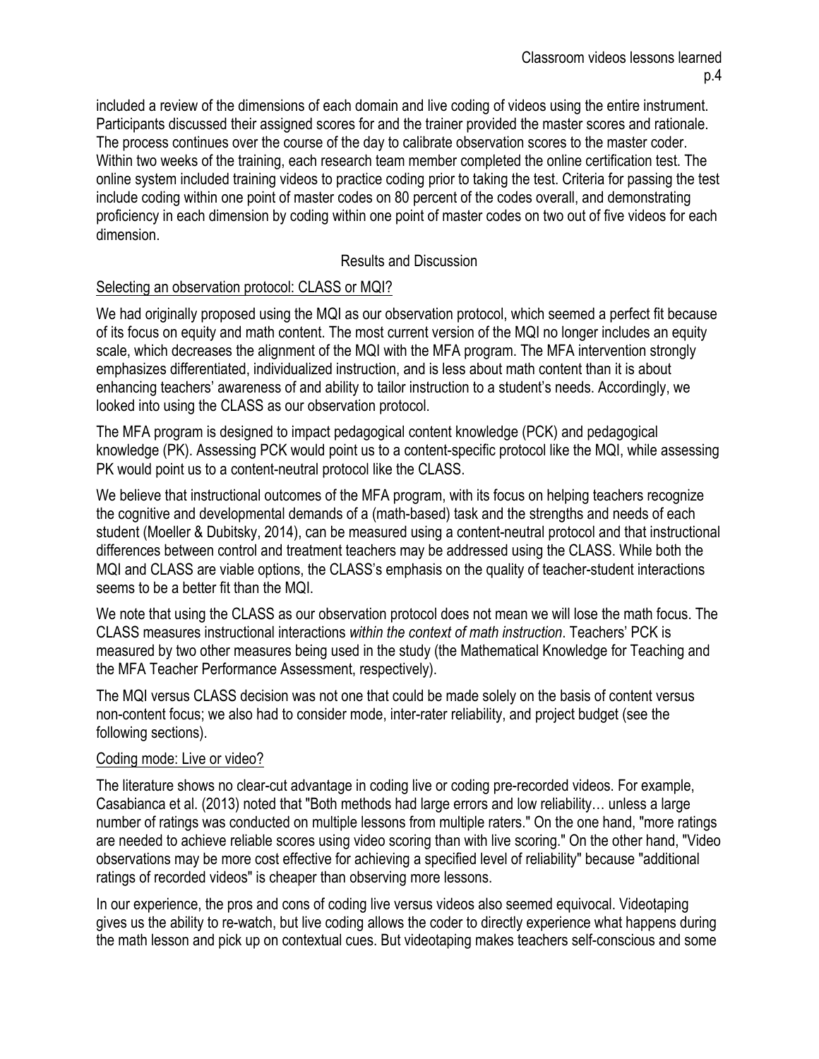included a review of the dimensions of each domain and live coding of videos using the entire instrument. Participants discussed their assigned scores for and the trainer provided the master scores and rationale. The process continues over the course of the day to calibrate observation scores to the master coder. Within two weeks of the training, each research team member completed the online certification test. The online system included training videos to practice coding prior to taking the test. Criteria for passing the test include coding within one point of master codes on 80 percent of the codes overall, and demonstrating proficiency in each dimension by coding within one point of master codes on two out of five videos for each dimension.

## Results and Discussion

### Selecting an observation protocol: CLASS or MQI?

We had originally proposed using the MQI as our observation protocol, which seemed a perfect fit because of its focus on equity and math content. The most current version of the MQI no longer includes an equity scale, which decreases the alignment of the MQI with the MFA program. The MFA intervention strongly emphasizes differentiated, individualized instruction, and is less about math content than it is about enhancing teachers' awareness of and ability to tailor instruction to a student's needs. Accordingly, we looked into using the CLASS as our observation protocol.

The MFA program is designed to impact pedagogical content knowledge (PCK) and pedagogical knowledge (PK). Assessing PCK would point us to a content-specific protocol like the MQI, while assessing PK would point us to a content-neutral protocol like the CLASS.

We believe that instructional outcomes of the MFA program, with its focus on helping teachers recognize the cognitive and developmental demands of a (math-based) task and the strengths and needs of each student (Moeller & Dubitsky, 2014), can be measured using a content-neutral protocol and that instructional differences between control and treatment teachers may be addressed using the CLASS. While both the MQI and CLASS are viable options, the CLASS's emphasis on the quality of teacher-student interactions seems to be a better fit than the MQI.

We note that using the CLASS as our observation protocol does not mean we will lose the math focus. The CLASS measures instructional interactions *within the context of math instruction*. Teachers' PCK is measured by two other measures being used in the study (the Mathematical Knowledge for Teaching and the MFA Teacher Performance Assessment, respectively).

The MQI versus CLASS decision was not one that could be made solely on the basis of content versus non-content focus; we also had to consider mode, inter-rater reliability, and project budget (see the following sections).

### Coding mode: Live or video?

The literature shows no clear-cut advantage in coding live or coding pre-recorded videos. For example, Casabianca et al. (2013) noted that "Both methods had large errors and low reliability… unless a large number of ratings was conducted on multiple lessons from multiple raters." On the one hand, "more ratings are needed to achieve reliable scores using video scoring than with live scoring." On the other hand, "Video observations may be more cost effective for achieving a specified level of reliability" because "additional ratings of recorded videos" is cheaper than observing more lessons.

In our experience, the pros and cons of coding live versus videos also seemed equivocal. Videotaping gives us the ability to re-watch, but live coding allows the coder to directly experience what happens during the math lesson and pick up on contextual cues. But videotaping makes teachers self-conscious and some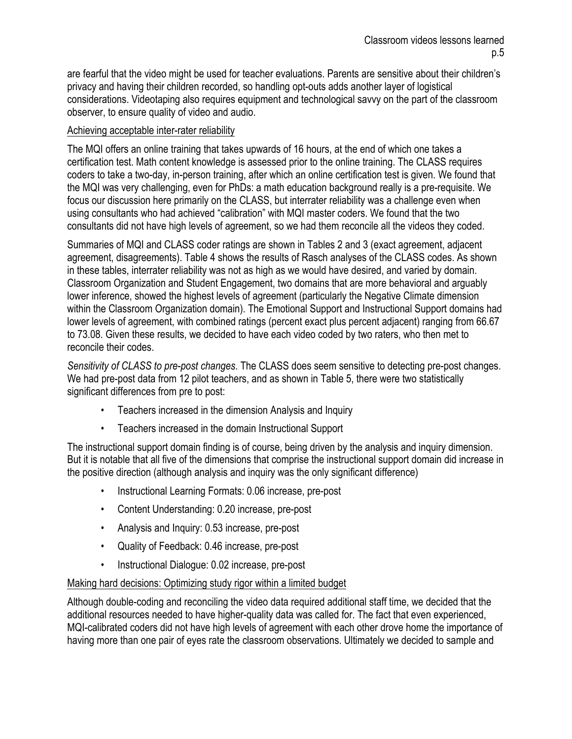are fearful that the video might be used for teacher evaluations. Parents are sensitive about their children's privacy and having their children recorded, so handling opt-outs adds another layer of logistical considerations. Videotaping also requires equipment and technological savvy on the part of the classroom observer, to ensure quality of video and audio.

<u>Achieving acceptable inter-rater reliability</u>

The MQI offers an online training that takes upwards of 16 hours, at the end of which one takes a certification test. Math content knowledge is assessed prior to the online training. The CLASS requires coders to take a two-day, in-person training, after which an online certification test is given. We found that the MQI was very challenging, even for PhDs: a math education background really is a pre-requisite. We focus our discussion here primarily on the CLASS, but interrater reliability was a challenge even when using consultants who had achieved "calibration" with MQI master coders. We found that the two consultants did not have high levels of agreement, so we had them reconcile all the videos they coded.

Summaries of MQI and CLASS coder ratings are shown in Tables 2 and 3 (exact agreement, adjacent agreement, disagreements). Table 4 shows the results of Rasch analyses of the CLASS codes. As shown in these tables, interrater reliability was not as high as we would have desired, and varied by domain. Classroom Organization and Student Engagement, two domains that are more behavioral and arguably lower inference, showed the highest levels of agreement (particularly the Negative Climate dimension within the Classroom Organization domain). The Emotional Support and Instructional Support domains had lower levels of agreement, with combined ratings (percent exact plus percent adjacent) ranging from 66.67 to 73.08. Given these results, we decided to have each video coded by two raters, who then met to reconcile their codes.

*Sensitivity of CLASS to pre-post changes*. The CLASS does seem sensitive to detecting pre-post changes. We had pre-post data from 12 pilot teachers, and as shown in Table 5, there were two statistically significant differences from pre to post:

- Teachers increased in the dimension Analysis and Inquiry
- Teachers increased in the domain Instructional Support

The instructional support domain finding is of course, being driven by the analysis and inquiry dimension. But it is notable that all five of the dimensions that comprise the instructional support domain did increase in the positive direction (although analysis and inquiry was the only significant difference)

- Instructional Learning Formats: 0.06 increase, pre-post
- Content Understanding: 0.20 increase, pre-post
- Analysis and Inquiry: 0.53 increase, pre-post
- Quality of Feedback: 0.46 increase, pre-post
- Instructional Dialogue: 0.02 increase, pre-post

<u>Making hard decisions: Optimizing study rigor within a limited budget</u>

Although double-coding and reconciling the video data required additional staff time, we decided that the additional resources needed to have higher-quality data was called for. The fact that even experienced, MQI-calibrated coders did not have high levels of agreement with each other drove home the importance of having more than one pair of eyes rate the classroom observations. Ultimately we decided to sample and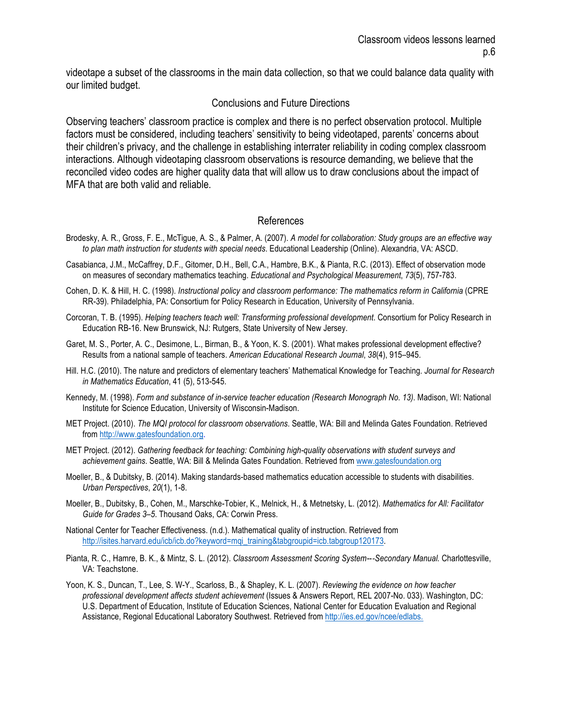videotape a subset of the classrooms in the main data collection, so that we could balance data quality with our limited budget.

## Conclusions and Future Directions

Observing teachers' classroom practice is complex and there is no perfect observation protocol. Multiple factors must be considered, including teachers' sensitivity to being videotaped, parents' concerns about their children's privacy, and the challenge in establishing interrater reliability in coding complex classroom interactions. Although videotaping classroom observations is resource demanding, we believe that the reconciled video codes are higher quality data that will allow us to draw conclusions about the impact of MFA that are both valid and reliable.

## References

Brodesky, A. R., Gross, F. E., McTigue, A. S., & Palmer, A. (2007). *A model for collaboration: Study groups are an effective way to plan math instruction for students with special needs*. Educational Leadership (Online). Alexandria, VA: ASCD.

Casabianca, J.M., McCaffrey, D.F., Gitomer, D.H., Bell, C.A., Hambre, B.K., & Pianta, R.C. (2013). Effect of observation mode on measures of secondary mathematics teaching. *Educational and Psychological Measurement*, *73*(5), 757-783.

Cohen, D. K. & Hill, H. C. (1998). *Instructional policy and classroom performance: The mathematics reform in California* (CPRE RR-39). Philadelphia, PA: Consortium for Policy Research in Education, University of Pennsylvania.

Corcoran, T. B. (1995). *Helping teachers teach well: Transforming professional development*. Consortium for Policy Research in Education RB-16. New Brunswick, NJ: Rutgers, State University of New Jersey.

Garet, M. S., Porter, A. C., Desimone, L., Birman, B., & Yoon, K. S. (2001). What makes professional development effective? Results from a national sample of teachers. *American Educational Research Journal*, *38*(4), 915–945.

Hill. H.C. (2010). The nature and predictors of elementary teachers' Mathematical Knowledge for Teaching. *Journal for Research in Mathematics Education*, 41 (5), 513-545.

Kennedy, M. (1998). *Form and substance of in-service teacher education (Research Monograph No. 13)*. Madison, WI: National Institute for Science Education, University of Wisconsin-Madison.

MET Project. (2010). *The MQI protocol for classroom observations*. Seattle, WA: Bill and Melinda Gates Foundation. Retrieved from http://www.gatesfoundation.org.

MET Project. (2012). *Gathering feedback for teaching: Combining high-quality observations with student surveys and achievement gains*. Seattle, WA: Bill & Melinda Gates Foundation. Retrieved from www.gatesfoundation.org

Moeller, B., & Dubitsky, B. (2014). Making standards-based mathematics education accessible to students with disabilities. *Urban Perspectives*, *20*(1), 1-8.

Moeller, B., Dubitsky, B., Cohen, M., Marschke-Tobier, K., Melnick, H., & Metnetsky, L. (2012). *Mathematics for All: Facilitator Guide for Grades 3–5*. Thousand Oaks, CA: Corwin Press.

National Center for Teacher Effectiveness. (n.d.). Mathematical quality of instruction. Retrieved from http://isites.harvard.edu/icb/icb.do?keyword=mqi_training&tabgroupid=icb.tabgroup120173.

Pianta, R. C., Hamre, B. K., & Mintz, S. L. (2012). *Classroom Assessment Scoring System---Secondary Manual*. Charlottesville, VA: Teachstone.

Yoon, K. S., Duncan, T., Lee, S. W-Y., Scarloss, B., & Shapley, K. L. (2007). *Reviewing the evidence on how teacher professional development affects student achievement* (Issues & Answers Report, REL 2007-No. 033). Washington, DC: U.S. Department of Education, Institute of Education Sciences, National Center for Education Evaluation and Regional Assistance, Regional Educational Laboratory Southwest. Retrieved from http://ies.ed.gov/ncee/edlabs.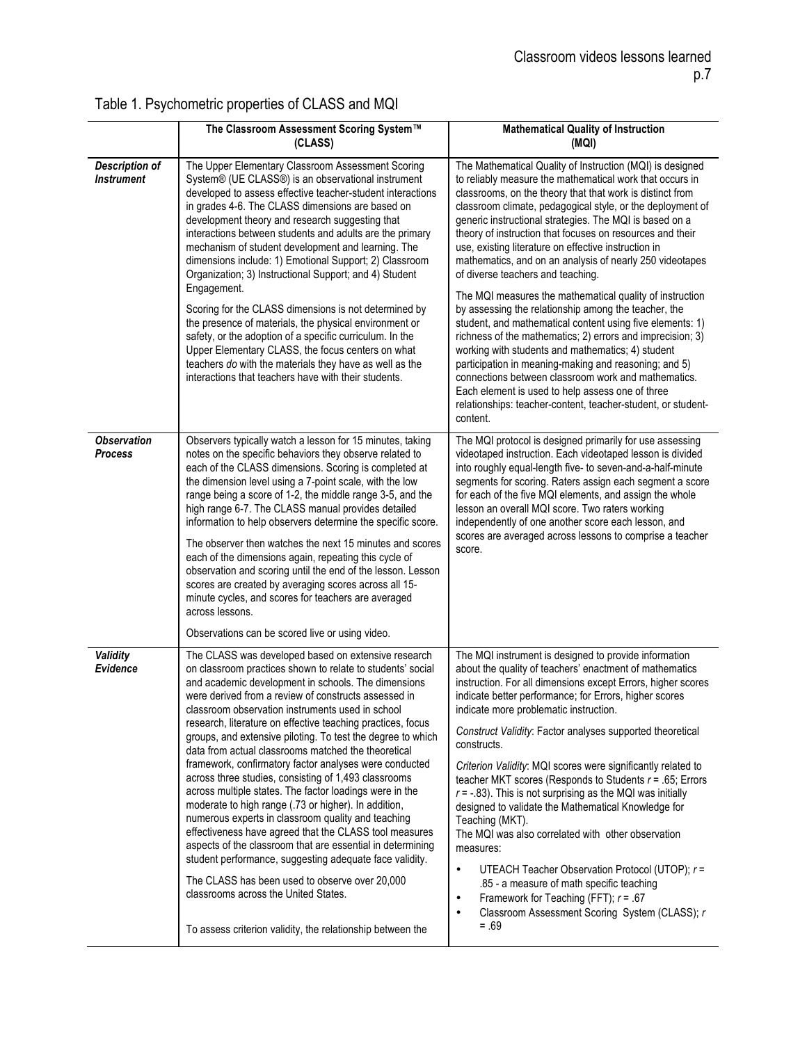Table 1. Psychometric properties of CLASS and MQI

| | **The Classroom Assessment Scoring System™ (CLASS)** | **Mathematical Quality of Instruction (MQI)** |
|---|---|---|
| ***Description of Instrument*** | The Upper Elementary Classroom Assessment Scoring System® (UE CLASS®) is an observational instrument developed to assess effective teacher-student interactions in grades 4-6. The CLASS dimensions are based on development theory and research suggesting that interactions between students and adults are the primary mechanism of student development and learning. The dimensions include: 1) Emotional Support; 2) Classroom Organization; 3) Instructional Support; and 4) Student Engagement.<br><br>Scoring for the CLASS dimensions is not determined by the presence of materials, the physical environment or safety, or the adoption of a specific curriculum. In the Upper Elementary CLASS, the focus centers on what teachers *do* with the materials they have as well as the interactions that teachers have with their students. | The Mathematical Quality of Instruction (MQI) is designed to reliably measure the mathematical work that occurs in classrooms, on the theory that that work is distinct from classroom climate, pedagogical style, or the deployment of generic instructional strategies. The MQI is based on a theory of instruction that focuses on resources and their use, existing literature on effective instruction in mathematics, and on an analysis of nearly 250 videotapes of diverse teachers and teaching.<br><br>The MQI measures the mathematical quality of instruction by assessing the relationship among the teacher, the student, and mathematical content using five elements: 1) richness of the mathematics; 2) errors and imprecision; 3) working with students and mathematics; 4) student participation in meaning-making and reasoning; and 5) connections between classroom work and mathematics. Each element is used to help assess one of three relationships: teacher-content, teacher-student, or student-content. |
| ***Observation Process*** | Observers typically watch a lesson for 15 minutes, taking notes on the specific behaviors they observe related to each of the CLASS dimensions. Scoring is completed at the dimension level using a 7-point scale, with the low range being a score of 1-2, the middle range 3-5, and the high range 6-7. The CLASS manual provides detailed information to help observers determine the specific score.<br><br>The observer then watches the next 15 minutes and scores each of the dimensions again, repeating this cycle of observation and scoring until the end of the lesson. Lesson scores are created by averaging scores across all 15-minute cycles, and scores for teachers are averaged across lessons.<br><br>Observations can be scored live or using video. | The MQI protocol is designed primarily for use assessing videotaped instruction. Each videotaped lesson is divided into roughly equal-length five- to seven-and-a-half-minute segments for scoring. Raters assign each segment a score for each of the five MQI elements, and assign the whole lesson an overall MQI score. Two raters working independently of one another score each lesson, and scores are averaged across lessons to comprise a teacher score. |
| ***Validity Evidence*** | The CLASS was developed based on extensive research on classroom practices shown to relate to students' social and academic development in schools. The dimensions were derived from a review of constructs assessed in classroom observation instruments used in school research, literature on effective teaching practices, focus groups, and extensive piloting. To test the degree to which data from actual classrooms matched the theoretical framework, confirmatory factor analyses were conducted across three studies, consisting of 1,493 classrooms across multiple states. The factor loadings were in the moderate to high range (.73 or higher). In addition, numerous experts in classroom quality and teaching effectiveness have agreed that the CLASS tool measures aspects of the classroom that are essential in determining student performance, suggesting adequate face validity.<br><br>The CLASS has been used to observe over 20,000 classrooms across the United States.<br><br>To assess criterion validity, the relationship between the | The MQI instrument is designed to provide information about the quality of teachers' enactment of mathematics instruction. For all dimensions except Errors, higher scores indicate better performance; for Errors, higher scores indicate more problematic instruction.<br><br>*Construct Validity*: Factor analyses supported theoretical constructs.<br><br>*Criterion Validity*: MQI scores were significantly related to teacher MKT scores (Responds to Students $r = .65$; Errors $r = -.83$). This is not surprising as the MQI was initially designed to validate the Mathematical Knowledge for Teaching (MKT).<br>The MQI was also correlated with other observation measures:<br>• UTEACH Teacher Observation Protocol (UTOP); $r = .85$ - a measure of math specific teaching<br>• Framework for Teaching (FFT); $r = .67$<br>• Classroom Assessment Scoring System (CLASS); $r = .69$ |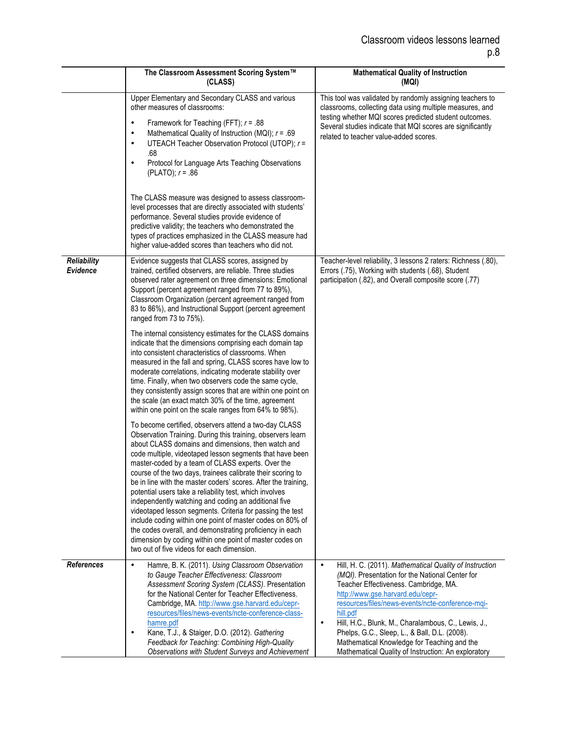| | The Classroom Assessment Scoring System™ (CLASS) | Mathematical Quality of Instruction (MQI) |
|---|---|---|
| | Upper Elementary and Secondary CLASS and various other measures of classrooms:<br>• Framework for Teaching (FFT); *r* = .88<br>• Mathematical Quality of Instruction (MQI); *r* = .69<br>• UTEACH Teacher Observation Protocol (UTOP); *r* = .68<br>• Protocol for Language Arts Teaching Observations (PLATO); *r* = .86<br><br>The CLASS measure was designed to assess classroom-level processes that are directly associated with students' performance. Several studies provide evidence of predictive validity; the teachers who demonstrated the types of practices emphasized in the CLASS measure had higher value-added scores than teachers who did not. | This tool was validated by randomly assigning teachers to classrooms, collecting data using multiple measures, and testing whether MQI scores predicted student outcomes. Several studies indicate that MQI scores are significantly related to teacher value-added scores. |
| ***Reliability Evidence*** | Evidence suggests that CLASS scores, assigned by trained, certified observers, are reliable. Three studies observed rater agreement on three dimensions: Emotional Support (percent agreement ranged from 77 to 89%), Classroom Organization (percent agreement ranged from 83 to 86%), and Instructional Support (percent agreement ranged from 73 to 75%).<br><br>The internal consistency estimates for the CLASS domains indicate that the dimensions comprising each domain tap into consistent characteristics of classrooms. When measured in the fall and spring, CLASS scores have low to moderate correlations, indicating moderate stability over time. Finally, when two observers code the same cycle, they consistently assign scores that are within one point on the scale (an exact match 30% of the time, agreement within one point on the scale ranges from 64% to 98%).<br><br>To become certified, observers attend a two-day CLASS Observation Training. During this training, observers learn about CLASS domains and dimensions, then watch and code multiple, videotaped lesson segments that have been master-coded by a team of CLASS experts. Over the course of the two days, trainees calibrate their scoring to be in line with the master coders' scores. After the training, potential users take a reliability test, which involves independently watching and coding an additional five videotaped lesson segments. Criteria for passing the test include coding within one point of master codes on 80% of the codes overall, and demonstrating proficiency in each dimension by coding within one point of master codes on two out of five videos for each dimension. | Teacher-level reliability, 3 lessons 2 raters: Richness (.80), Errors (.75), Working with students (.68), Student participation (.82), and Overall composite score (.77) |
| ***References*** | • Hamre, B. K. (2011). *Using Classroom Observation to Gauge Teacher Effectiveness: Classroom Assessment Scoring System (CLASS).* Presentation for the National Center for Teacher Effectiveness. Cambridge, MA. http://www.gse.harvard.edu/cepr-resources/files/news-events/ncte-conference-class-hamre.pdf<br>• Kane, T.J., & Staiger, D.O. (2012). *Gathering Feedback for Teaching: Combining High-Quality Observations with Student Surveys and Achievement* | • Hill, H. C. (2011). *Mathematical Quality of Instruction (MQI).* Presentation for the National Center for Teacher Effectiveness. Cambridge, MA. http://www.gse.harvard.edu/cepr-resources/files/news-events/ncte-conference-mqi-hill.pdf<br>• Hill, H.C., Blunk, M., Charalambous, C., Lewis, J., Phelps, G.C., Sleep, L., & Ball, D.L. (2008). Mathematical Knowledge for Teaching and the Mathematical Quality of Instruction: An exploratory |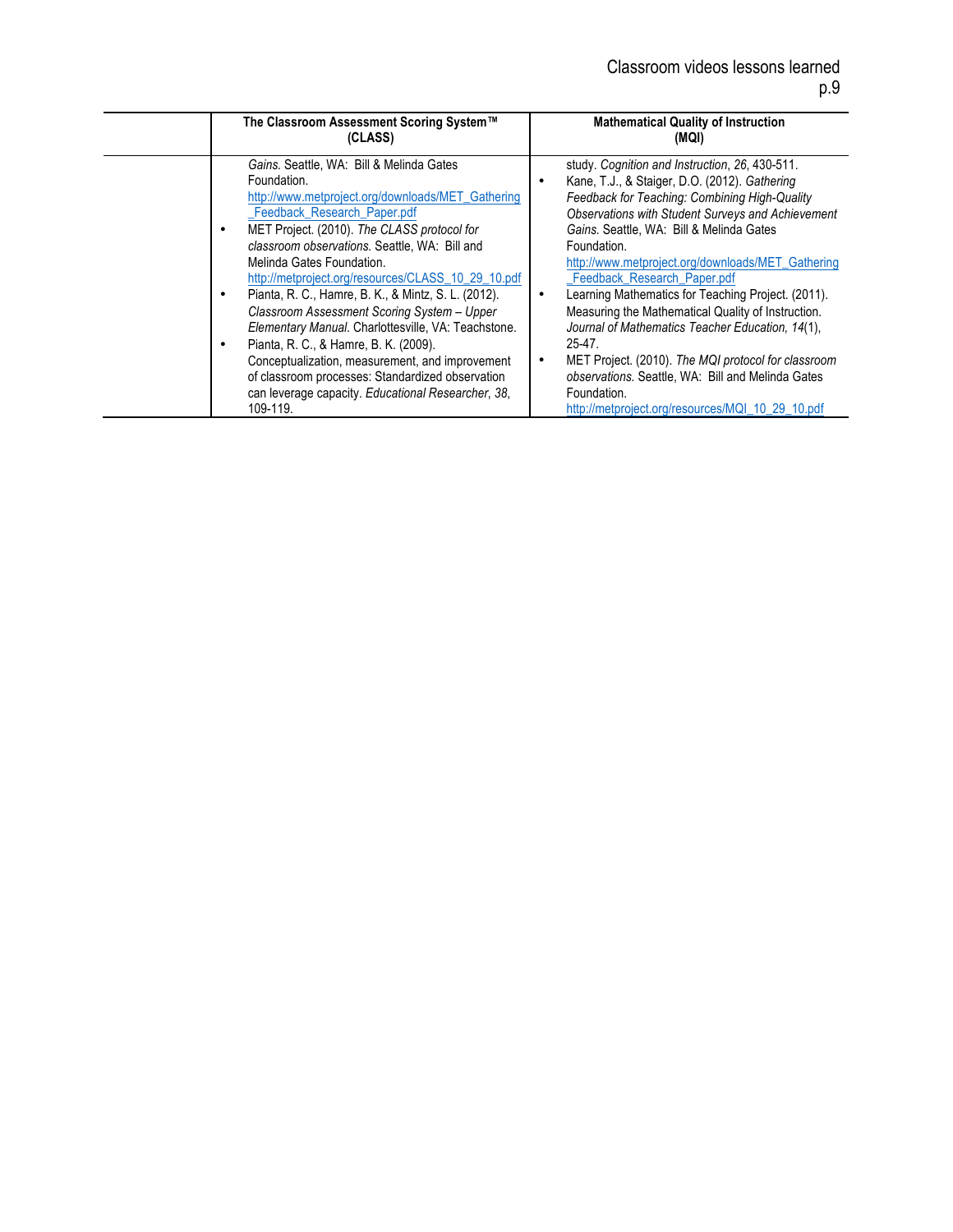| | The Classroom Assessment Scoring System™ (CLASS) | Mathematical Quality of Instruction (MQI) |
|---|---|---|
| | *Gains.* Seattle, WA: Bill & Melinda Gates Foundation. http://www.metproject.org/downloads/MET_Gathering_Feedback_Research_Paper.pdf <br>• MET Project. (2010). *The CLASS protocol for classroom observations.* Seattle, WA: Bill and Melinda Gates Foundation. http://metproject.org/resources/CLASS_10_29_10.pdf <br>• Pianta, R. C., Hamre, B. K., & Mintz, S. L. (2012). *Classroom Assessment Scoring System – Upper Elementary Manual.* Charlottesville, VA: Teachstone. <br>• Pianta, R. C., & Hamre, B. K. (2009). Conceptualization, measurement, and improvement of classroom processes: Standardized observation can leverage capacity. *Educational Researcher*, *38*, 109-119. | study. *Cognition and Instruction*, *26*, 430-511. <br>• Kane, T.J., & Staiger, D.O. (2012). *Gathering Feedback for Teaching: Combining High-Quality Observations with Student Surveys and Achievement Gains.* Seattle, WA: Bill & Melinda Gates Foundation. http://www.metproject.org/downloads/MET_Gathering_Feedback_Research_Paper.pdf <br>• Learning Mathematics for Teaching Project. (2011). Measuring the Mathematical Quality of Instruction. *Journal of Mathematics Teacher Education, 14*(1), 25-47. <br>• MET Project. (2010). *The MQI protocol for classroom observations.* Seattle, WA: Bill and Melinda Gates Foundation. http://metproject.org/resources/MQI_10_29_10.pdf |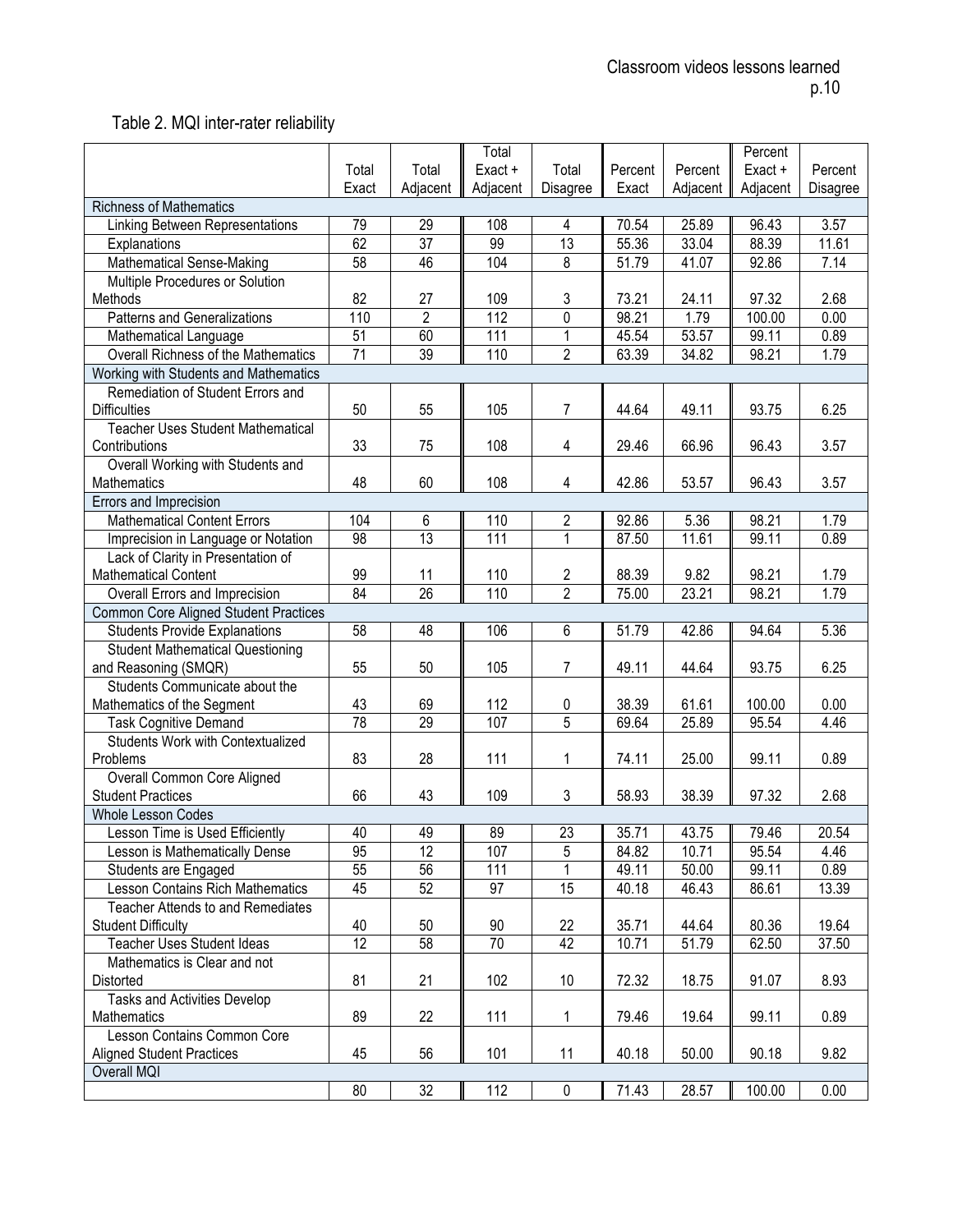Table 2. MQI inter-rater reliability

| | Total Exact | Total Adjacent | Total Exact + Adjacent | Total Disagree | Percent Exact | Percent Adjacent | Percent Exact + Adjacent | Percent Disagree |
|---|---|---|---|---|---|---|---|---|
| **Richness of Mathematics** | | | | | | | | |
| Linking Between Representations | 79 | 29 | 108 | 4 | 70.54 | 25.89 | 96.43 | 3.57 |
| Explanations | 62 | 37 | 99 | 13 | 55.36 | 33.04 | 88.39 | 11.61 |
| Mathematical Sense-Making | 58 | 46 | 104 | 8 | 51.79 | 41.07 | 92.86 | 7.14 |
| Multiple Procedures or Solution Methods | 82 | 27 | 109 | 3 | 73.21 | 24.11 | 97.32 | 2.68 |
| Patterns and Generalizations | 110 | 2 | 112 | 0 | 98.21 | 1.79 | 100.00 | 0.00 |
| Mathematical Language | 51 | 60 | 111 | 1 | 45.54 | 53.57 | 99.11 | 0.89 |
| Overall Richness of the Mathematics | 71 | 39 | 110 | 2 | 63.39 | 34.82 | 98.21 | 1.79 |
| **Working with Students and Mathematics** | | | | | | | | |
| Remediation of Student Errors and Difficulties | 50 | 55 | 105 | 7 | 44.64 | 49.11 | 93.75 | 6.25 |
| Teacher Uses Student Mathematical Contributions | 33 | 75 | 108 | 4 | 29.46 | 66.96 | 96.43 | 3.57 |
| Overall Working with Students and Mathematics | 48 | 60 | 108 | 4 | 42.86 | 53.57 | 96.43 | 3.57 |
| **Errors and Imprecision** | | | | | | | | |
| Mathematical Content Errors | 104 | 6 | 110 | 2 | 92.86 | 5.36 | 98.21 | 1.79 |
| Imprecision in Language or Notation | 98 | 13 | 111 | 1 | 87.50 | 11.61 | 99.11 | 0.89 |
| Lack of Clarity in Presentation of Mathematical Content | 99 | 11 | 110 | 2 | 88.39 | 9.82 | 98.21 | 1.79 |
| Overall Errors and Imprecision | 84 | 26 | 110 | 2 | 75.00 | 23.21 | 98.21 | 1.79 |
| **Common Core Aligned Student Practices** | | | | | | | | |
| Students Provide Explanations | 58 | 48 | 106 | 6 | 51.79 | 42.86 | 94.64 | 5.36 |
| Student Mathematical Questioning and Reasoning (SMQR) | 55 | 50 | 105 | 7 | 49.11 | 44.64 | 93.75 | 6.25 |
| Students Communicate about the Mathematics of the Segment | 43 | 69 | 112 | 0 | 38.39 | 61.61 | 100.00 | 0.00 |
| Task Cognitive Demand | 78 | 29 | 107 | 5 | 69.64 | 25.89 | 95.54 | 4.46 |
| Students Work with Contextualized Problems | 83 | 28 | 111 | 1 | 74.11 | 25.00 | 99.11 | 0.89 |
| Overall Common Core Aligned Student Practices | 66 | 43 | 109 | 3 | 58.93 | 38.39 | 97.32 | 2.68 |
| **Whole Lesson Codes** | | | | | | | | |
| Lesson Time is Used Efficiently | 40 | 49 | 89 | 23 | 35.71 | 43.75 | 79.46 | 20.54 |
| Lesson is Mathematically Dense | 95 | 12 | 107 | 5 | 84.82 | 10.71 | 95.54 | 4.46 |
| Students are Engaged | 55 | 56 | 111 | 1 | 49.11 | 50.00 | 99.11 | 0.89 |
| Lesson Contains Rich Mathematics | 45 | 52 | 97 | 15 | 40.18 | 46.43 | 86.61 | 13.39 |
| Teacher Attends to and Remediates Student Difficulty | 40 | 50 | 90 | 22 | 35.71 | 44.64 | 80.36 | 19.64 |
| Teacher Uses Student Ideas | 12 | 58 | 70 | 42 | 10.71 | 51.79 | 62.50 | 37.50 |
| Mathematics is Clear and not Distorted | 81 | 21 | 102 | 10 | 72.32 | 18.75 | 91.07 | 8.93 |
| Tasks and Activities Develop Mathematics | 89 | 22 | 111 | 1 | 79.46 | 19.64 | 99.11 | 0.89 |
| Lesson Contains Common Core Aligned Student Practices | 45 | 56 | 101 | 11 | 40.18 | 50.00 | 90.18 | 9.82 |
| **Overall MQI** | | | | | | | | |
| | 80 | 32 | 112 | 0 | 71.43 | 28.57 | 100.00 | 0.00 |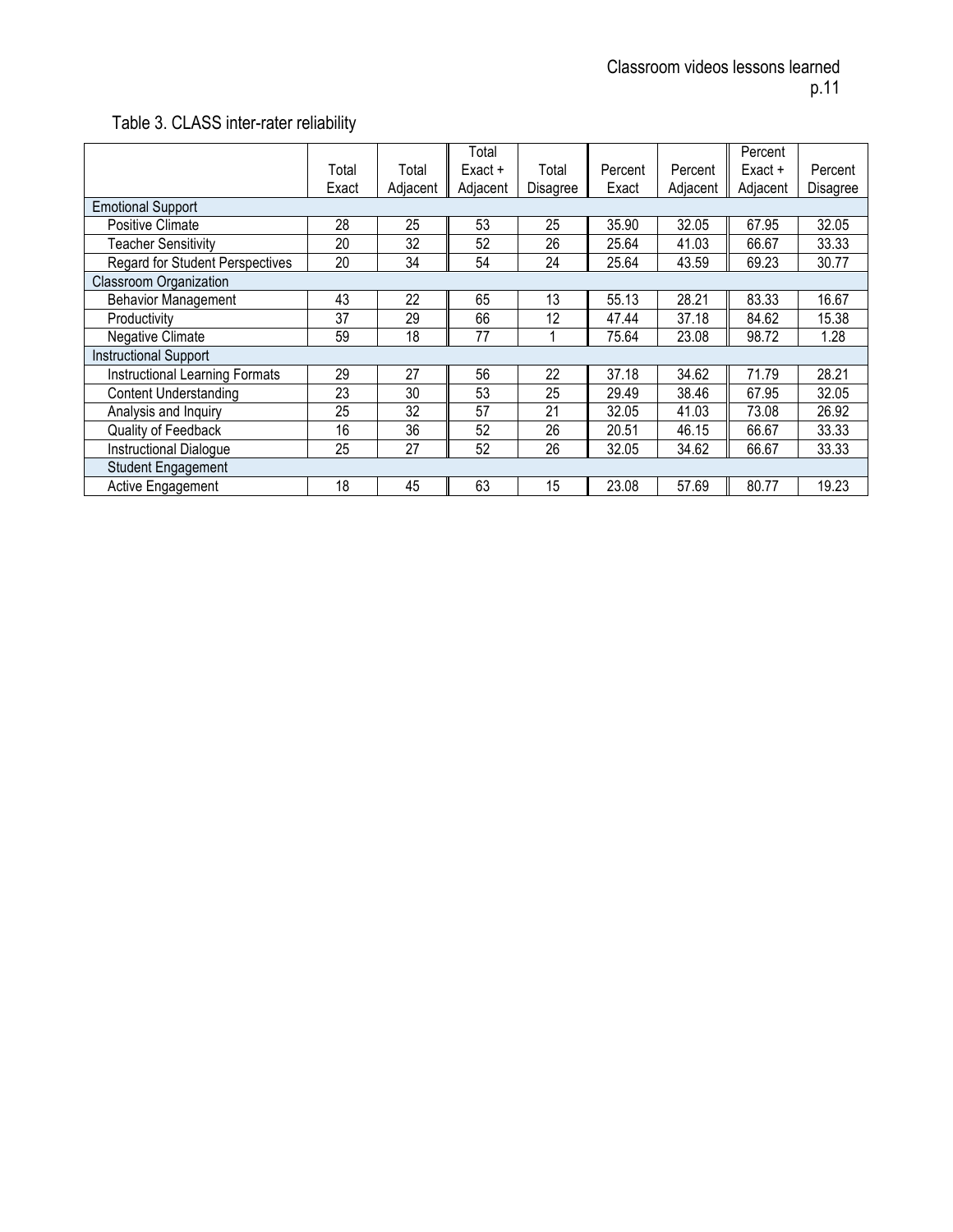Table 3. CLASS inter-rater reliability

| | Total Exact | Total Adjacent | Total Exact + Adjacent | Total Disagree | Percent Exact | Percent Adjacent | Percent Exact + Adjacent | Percent Disagree |
|---|---|---|---|---|---|---|---|---|
| Emotional Support | | | | | | | | |
| Positive Climate | 28 | 25 | 53 | 25 | 35.90 | 32.05 | 67.95 | 32.05 |
| Teacher Sensitivity | 20 | 32 | 52 | 26 | 25.64 | 41.03 | 66.67 | 33.33 |
| Regard for Student Perspectives | 20 | 34 | 54 | 24 | 25.64 | 43.59 | 69.23 | 30.77 |
| Classroom Organization | | | | | | | | |
| Behavior Management | 43 | 22 | 65 | 13 | 55.13 | 28.21 | 83.33 | 16.67 |
| Productivity | 37 | 29 | 66 | 12 | 47.44 | 37.18 | 84.62 | 15.38 |
| Negative Climate | 59 | 18 | 77 | 1 | 75.64 | 23.08 | 98.72 | 1.28 |
| Instructional Support | | | | | | | | |
| Instructional Learning Formats | 29 | 27 | 56 | 22 | 37.18 | 34.62 | 71.79 | 28.21 |
| Content Understanding | 23 | 30 | 53 | 25 | 29.49 | 38.46 | 67.95 | 32.05 |
| Analysis and Inquiry | 25 | 32 | 57 | 21 | 32.05 | 41.03 | 73.08 | 26.92 |
| Quality of Feedback | 16 | 36 | 52 | 26 | 20.51 | 46.15 | 66.67 | 33.33 |
| Instructional Dialogue | 25 | 27 | 52 | 26 | 32.05 | 34.62 | 66.67 | 33.33 |
| Student Engagement | | | | | | | | |
| Active Engagement | 18 | 45 | 63 | 15 | 23.08 | 57.69 | 80.77 | 19.23 |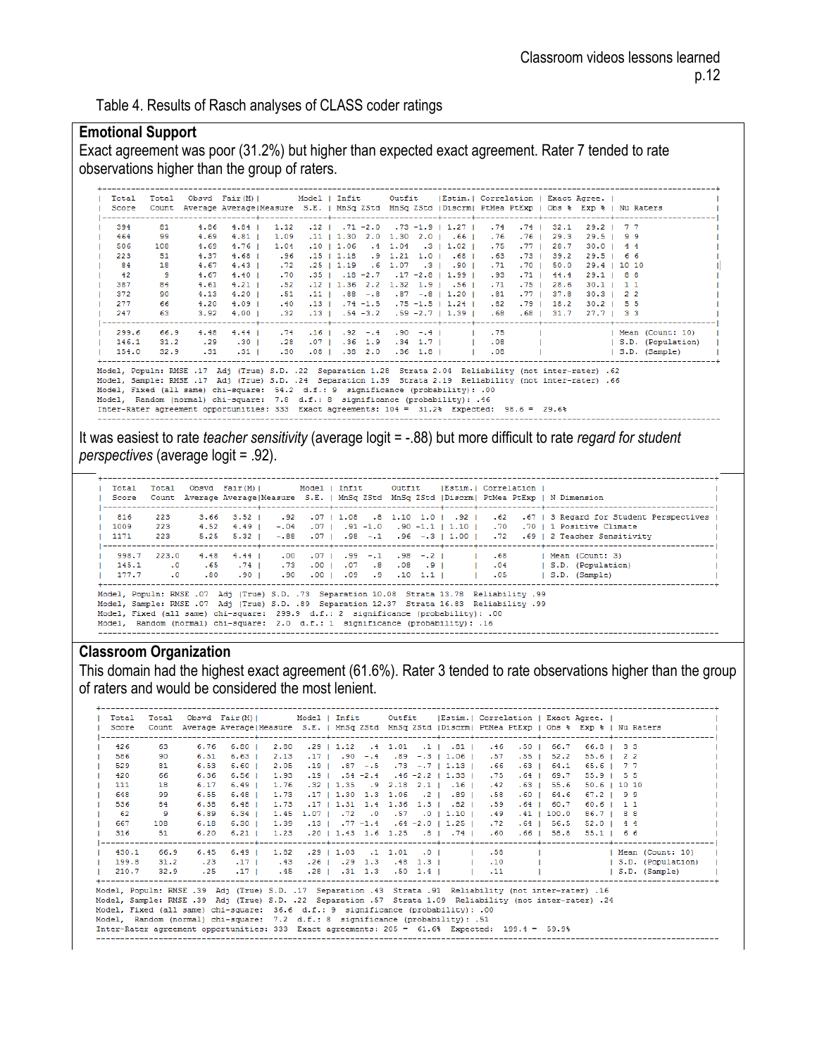Table 4. Results of Rasch analyses of CLASS coder ratings

## Emotional Support

Exact agreement was poor (31.2%) but higher than expected exact agreement. Rater 7 tended to rate observations higher than the group of raters.

```
+--------------------------------------------------------------------------------------------------------------------+
| Total  Total  Obsvd  Fair(M)|       Model | Infit     Outfit    |Estim.| Correlation | Exact Agree. |             |
| Score  Count  Average Average|Measure S.E. | MnSq ZStd MnSq ZStd |Discrm| PtMea PtExp | Obs %  Exp % | Nu Raters   |
|-------------------------------------------------------------------------------------------------------------------|
|   394     81     4.86   4.84 |  1.12   .12 |  .71 -2.0  .73 -1.9 | 1.27 |  .74   .74  | 32.1   29.2  |  7 7        |
|   464     99     4.69   4.81 |  1.09   .11 | 1.30  2.0 1.30  2.0 |  .66 |  .76   .76  | 29.3   29.5  |  9 9        |
|   506    108     4.69   4.76 |  1.04   .10 | 1.06   .4 1.04   .3 | 1.02 |  .75   .77  | 28.7   30.0  |  4 4        |
|   223     51     4.37   4.68 |   .96   .15 | 1.18   .9 1.21  1.0 |  .68 |  .63   .73  | 39.2   29.5  |  6 6        |
|    84     18     4.67   4.43 |   .72   .25 | 1.19   .6 1.07   .3 |  .90 |  .71   .70  | 50.0   29.4  | 10 10       |
|    42      9     4.67   4.40 |   .70   .35 |  .18 -2.7  .17 -2.8 | 1.99 |  .93   .71  | 44.4   29.1  |  8 8        |
|   387     84     4.61   4.21 |   .52   .12 | 1.36  2.2 1.32  1.9 |  .56 |  .71   .75  | 28.6   30.1  |  1 1        |
|   372     90     4.13   4.20 |   .51   .11 |  .88  -.8  .87  -.8 | 1.20 |  .81   .77  | 37.8   30.3  |  2 2        |
|   277     66     4.20   4.09 |   .40   .13 |  .74 -1.5  .75 -1.5 | 1.24 |  .82   .79  | 18.2   30.2  |  5 5        |
|   247     63     3.92   4.00 |   .32   .13 |  .54 -3.2  .59 -2.7 | 1.39 |  .68   .68  | 31.7   27.7  |  3 3        |
|-------------------------------------------------------------------------------------------------------------------|
| 299.6   66.9     4.48   4.44 |   .74   .16 |  .92  -.4  .90  -.4 |      |  .75        |              | Mean (Count: 10)  |
| 146.1   31.2      .29    .30 |   .28   .07 |  .36  1.9  .34  1.7 |      |  .08        |              | S.D. (Population) |
| 154.0   32.9      .31    .31 |   .30   .08 |  .38  2.0  .36  1.8 |      |  .08        |              | S.D. (Sample)     |
+--------------------------------------------------------------------------------------------------------------------+
Model, Populn: RMSE .17  Adj (True) S.D. .22  Separation 1.28  Strata 2.04  Reliability (not inter-rater) .62
Model, Sample: RMSE .17  Adj (True) S.D. .24  Separation 1.39  Strata 2.19  Reliability (not inter-rater) .66
Model, Fixed (all same) chi-square:  54.2  d.f.: 9  significance (probability): .00
Model, Random (normal) chi-square:  7.8  d.f.: 8  significance (probability): .46
Inter-Rater agreement opportunities: 333  Exact agreements: 104 =  31.2%  Expected:  98.6 =  29.6%
```

It was easiest to rate *teacher sensitivity* (average logit = -.88) but more difficult to rate *regard for student perspectives* (average logit = .92).

```
+--------------------------------------------------------------------------------------------------------------+
| Total  Total  Obsvd  Fair(M)|       Model | Infit     Outfit    |Estim.| Correlation |                         |
| Score  Count  Average Average|Measure S.E. | MnSq ZStd MnSq ZStd |Discrm| PtMea PtExp | N Dimension             |
|-------------------------------------------------------------------------------------------------------------|
|   816    223     3.66   3.52 |   .92   .07 | 1.08   .8 1.10  1.0 |  .92 |  .62   .67  | 3 Regard for Student Perspectives |
|  1009    223     4.52   4.49 |  -.04   .07 |  .91 -1.0  .90 -1.1 | 1.10 |  .70   .70  | 1 Positive Climate      |
|  1171    223     5.25   5.32 |  -.88   .07 |  .98  -.1  .96  -.3 | 1.00 |  .72   .69  | 2 Teacher Sensitivity   |
|-------------------------------------------------------------------------------------------------------------|
| 998.7  223.0     4.48   4.44 |   .00   .07 |  .99  -.1  .98  -.2 |      |  .68        | Mean (Count: 3)         |
| 145.1     .0      .65    .74 |   .73   .00 |  .07   .8  .08   .9 |      |  .04        | S.D. (Population)       |
| 177.7     .0      .80    .90 |   .90   .00 |  .09   .9  .10  1.1 |      |  .05        | S.D. (Sample)           |
+--------------------------------------------------------------------------------------------------------------+
Model, Populn: RMSE .07  Adj (True) S.D. .73  Separation 10.08  Strata 13.78  Reliability .99
Model, Sample: RMSE .07  Adj (True) S.D. .89  Separation 12.37  Strata 16.83  Reliability .99
Model, Fixed (all same) chi-square:  299.9  d.f.: 2  significance (probability): .00
Model, Random (normal) chi-square:  2.0  d.f.: 1  significance (probability): .16
```

## Classroom Organization

This domain had the highest exact agreement (61.6%). Rater 3 tended to rate observations higher than the group of raters and would be considered the most lenient.

```
+--------------------------------------------------------------------------------------------------------------------+
| Total  Total  Obsvd  Fair(M)|       Model | Infit     Outfit    |Estim.| Correlation | Exact Agree. |             |
| Score  Count  Average Average|Measure S.E. | MnSq ZStd MnSq ZStd |Discrm| PtMea PtExp | Obs %  Exp % | Nu Raters   |
|-------------------------------------------------------------------------------------------------------------------|
|   426     63     6.76   6.80 |  2.80   .29 | 1.12   .4 1.01   .1 |  .81 |  .46   .50  | 66.7   66.8  |  3 3        |
|   586     90     6.51   6.63 |  2.13   .17 |  .90  -.4  .89  -.3 | 1.06 |  .57   .55  | 52.2   55.6  |  2 2        |
|   529     81     6.53   6.60 |  2.05   .19 |  .87  -.5  .73  -.7 | 1.13 |  .66   .63  | 64.1   65.6  |  7 7        |
|   420     66     6.36   6.56 |  1.93   .19 |  .54 -2.4  .46 -2.2 | 1.33 |  .75   .64  | 69.7   55.9  |  5 5        |
|   111     18     6.17   6.49 |  1.76   .32 | 1.35   .9 2.18  2.1 |  .16 |  .42   .63  | 55.6   50.6  | 10 10       |
|   648     99     6.55   6.48 |  1.73   .17 | 1.30  1.3 1.06   .2 |  .89 |  .58   .60  | 64.6   67.2  |  9 9        |
|   536     84     6.38   6.48 |  1.73   .17 | 1.31  1.4 1.36  1.3 |  .82 |  .59   .64  | 60.7   60.6  |  1 1        |
|    62      9     6.89   6.34 |  1.45  1.07 |  .72   .0  .57   .0 | 1.10 |  .49   .41  |100.0   86.7  |  8 8        |
|   667    108     6.18   6.30 |  1.39   .13 |  .77 -1.4  .64 -2.0 | 1.25 |  .72   .64  | 56.5   52.0  |  4 4        |
|   316     51     6.20   6.21 |  1.23   .20 | 1.43  1.6 1.25   .8 |  .74 |  .60   .66  | 58.8   55.1  |  6 6        |
|-------------------------------------------------------------------------------------------------------------------|
| 430.1   66.9     6.45   6.49 |  1.82   .29 | 1.03   .1 1.01   .0 |      |  .58        |              | Mean (Count: 10)  |
| 199.8   31.2      .23    .17 |   .43   .26 |  .29  1.3  .48  1.3 |      |  .10        |              | S.D. (Population) |
| 210.7   32.9      .25    .17 |   .45   .28 |  .31  1.3  .50  1.4 |      |  .11        |              | S.D. (Sample)     |
+--------------------------------------------------------------------------------------------------------------------+
Model, Populn: RMSE .39  Adj (True) S.D. .17  Separation .43  Strata .91  Reliability (not inter-rater) .16
Model, Sample: RMSE .39  Adj (True) S.D. .22  Separation .57  Strata 1.09  Reliability (not inter-rater) .24
Model, Fixed (all same) chi-square:  36.6  d.f.: 9  significance (probability): .00
Model, Random (normal) chi-square:  7.2  d.f.: 8  significance (probability): .51
Inter-Rater agreement opportunities: 333  Exact agreements: 205 =  61.6%  Expected:  199.4 =  59.9%
```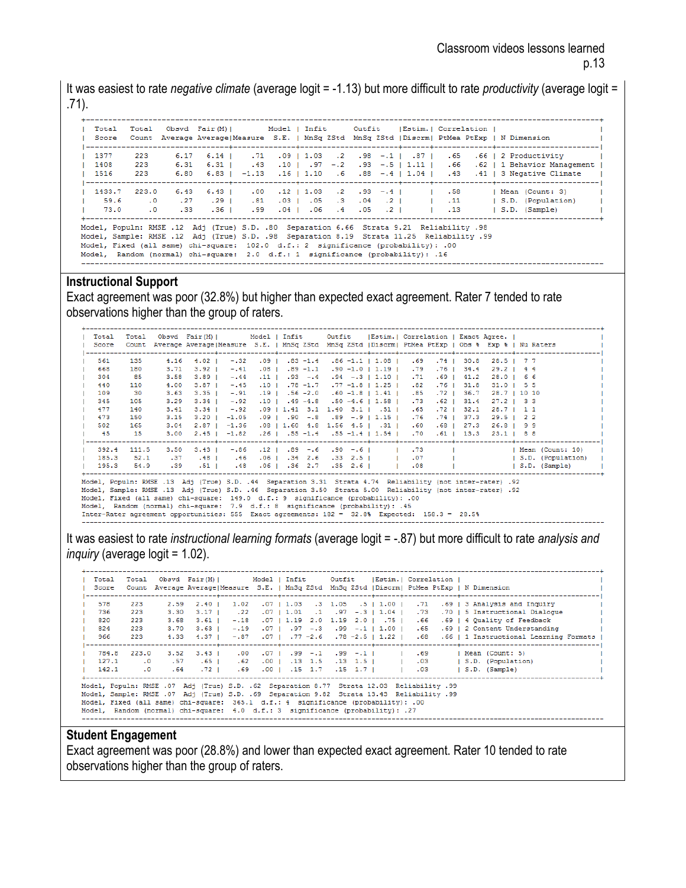It was easiest to rate *negative climate* (average logit = -1.13) but more difficult to rate *productivity* (average logit = .71).

| Total Score | Total Count | Obsvd Average | Fair (M) Average | Measure | Model S.E. | Infit MnSq | Infit ZStd | Outfit MnSq | Outfit ZStd | Estim. Discrm | Correlation PtMea | Correlation PtExp | N Dimension |
|---|---|---|---|---|---|---|---|---|---|---|---|---|---|
| 1377 | 223 | 6.17 | 6.14 | .71 | .09 | 1.03 | .2 | .98 | -.1 | .87 | .65 | .66 | 2 Productivity |
| 1408 | 223 | 6.31 | 6.31 | .43 | .10 | .97 | -.2 | .93 | -.5 | 1.11 | .66 | .62 | 1 Behavior Management |
| 1516 | 223 | 6.80 | 6.83 | -1.13 | .16 | 1.10 | .6 | .88 | -.4 | 1.04 | .43 | .41 | 3 Negative Climate |
| 1433.7 | 223.0 | 6.43 | 6.43 | .00 | .12 | 1.03 | .2 | .93 | -.4 | | .58 | | Mean (Count: 3) |
| 59.6 | .0 | .27 | .29 | .81 | .03 | .05 | .3 | .04 | .2 | | .11 | | S.D. (Population) |
| 73.0 | .0 | .33 | .36 | .99 | .04 | .06 | .4 | .05 | .2 | | .13 | | S.D. (Sample) |

```
Model, Populn: RMSE .12  Adj (True) S.D. .80  Separation 6.66  Strata 9.21  Reliability .98
Model, Sample: RMSE .12  Adj (True) S.D. .98  Separation 8.19  Strata 11.25  Reliability .99
Model, Fixed (all same) chi-square:  102.0  d.f.: 2  significance (probability): .00
Model,  Random (normal) chi-square:  2.0  d.f.: 1  significance (probability): .16
```

## Instructional Support

Exact agreement was poor (32.8%) but higher than expected exact agreement. Rater 7 tended to rate observations higher than the group of raters.

| Total Score | Total Count | Obsvd Average | Fair (M) Average | Measure | Model S.E. | Infit MnSq | Infit ZStd | Outfit MnSq | Outfit ZStd | Estim. Discrm | Correlation PtMea | Correlation PtExp | Exact Agree. Obs % | Exact Agree. Exp % | Nu Raters |
|---|---|---|---|---|---|---|---|---|---|---|---|---|---|---|---|
| 561 | 135 | 4.16 | 4.02 | -.32 | .09 | .83 | -1.4 | .86 | -1.1 | 1.08 | .69 | .74 | 30.8 | 28.5 | 7 7 |
| 668 | 180 | 3.71 | 3.92 | -.41 | .08 | .89 | -1.1 | .90 | -1.0 | 1.19 | .79 | .76 | 34.4 | 29.2 | 4 4 |
| 304 | 85 | 3.58 | 3.89 | -.44 | .11 | .93 | -.4 | .94 | -.3 | 1.10 | .71 | .69 | 41.2 | 28.0 | 6 6 |
| 440 | 110 | 4.00 | 3.87 | -.45 | .10 | .78 | -1.7 | .77 | -1.8 | 1.25 | .82 | .76 | 31.8 | 31.0 | 5 5 |
| 109 | 30 | 3.63 | 3.35 | -.91 | .19 | .56 | -2.0 | .60 | -1.8 | 1.41 | .85 | .72 | 36.7 | 28.7 | 10 10 |
| 345 | 105 | 3.29 | 3.34 | -.92 | .10 | .49 | -4.8 | .50 | -4.6 | 1.58 | .73 | .62 | 31.4 | 27.2 | 3 3 |
| 477 | 140 | 3.41 | 3.34 | -.92 | .09 | 1.41 | 3.1 | 1.40 | 3.1 | .51 | .65 | .72 | 32.1 | 28.7 | 1 1 |
| 473 | 150 | 3.15 | 3.20 | -1.05 | .09 | .90 | -.8 | .89 | -.9 | 1.15 | .76 | .74 | 37.3 | 29.5 | 2 2 |
| 502 | 165 | 3.04 | 2.87 | -1.36 | .08 | 1.60 | 4.8 | 1.56 | 4.5 | .31 | .60 | .68 | 27.3 | 26.8 | 9 9 |
| 45 | 15 | 3.00 | 2.45 | -1.82 | .26 | .55 | -1.4 | .55 | -1.4 | 1.54 | .70 | .61 | 13.3 | 23.1 | 8 8 |
| 392.4 | 111.5 | 3.50 | 3.43 | -.86 | .12 | .89 | -.6 | .90 | -.6 | | .73 | | | | Mean (Count: 10) |
| 185.3 | 52.1 | .37 | .48 | .46 | .06 | .34 | 2.6 | .33 | 2.5 | | .07 | | | | S.D. (Population) |
| 195.3 | 54.9 | .39 | .51 | .48 | .06 | .36 | 2.7 | .35 | 2.6 | | .08 | | | | S.D. (Sample) |

```
Model, Populn: RMSE .13  Adj (True) S.D. .44  Separation 3.31  Strata 4.74  Reliability (not inter-rater) .92
Model, Sample: RMSE .13  Adj (True) S.D. .46  Separation 3.50  Strata 5.00  Reliability (not inter-rater) .92
Model, Fixed (all same) chi-square:  149.0  d.f.: 9  significance (probability): .00
Model,  Random (normal) chi-square:  7.9  d.f.: 8  significance (probability): .45
Inter-Rater agreement opportunities: 555  Exact agreements: 182 = 32.8%  Expected: 158.3 = 28.5%
```

It was easiest to rate *instructional learning formats* (average logit = -.87) but more difficult to rate *analysis and inquiry* (average logit = 1.02).

| Total Score | Total Count | Obsvd Average | Fair (M) Average | Measure | Model S.E. | Infit MnSq | Infit ZStd | Outfit MnSq | Outfit ZStd | Estim. Discrm | Correlation PtMea | Correlation PtExp | N Dimension |
|---|---|---|---|---|---|---|---|---|---|---|---|---|---|
| 578 | 223 | 2.59 | 2.40 | 1.02 | .07 | 1.03 | .3 | 1.05 | .5 | 1.00 | .71 | .69 | 3 Analysis and Inquiry |
| 736 | 223 | 3.30 | 3.17 | .22 | .07 | 1.01 | .1 | .97 | -.3 | 1.04 | .73 | .70 | 5 Instructional Dialogue |
| 820 | 223 | 3.68 | 3.61 | -.18 | .07 | 1.19 | 2.0 | 1.19 | 2.0 | .75 | .66 | .69 | 4 Quality of Feedback |
| 824 | 223 | 3.70 | 3.63 | -.19 | .07 | .97 | -.3 | .99 | -.1 | 1.00 | .65 | .69 | 2 Content Understanding |
| 966 | 223 | 4.33 | 4.37 | -.87 | .07 | .77 | -2.6 | .78 | -2.5 | 1.22 | .68 | .66 | 1 Instructional Learning Formats |
| 784.8 | 223.0 | 3.52 | 3.43 | .00 | .07 | .99 | -.1 | .99 | -.1 | | .69 | | Mean (Count: 5) |
| 127.1 | .0 | .57 | .65 | .62 | .00 | .13 | 1.5 | .13 | 1.5 | | .03 | | S.D. (Population) |
| 142.1 | .0 | .64 | .72 | .69 | .00 | .15 | 1.7 | .15 | 1.7 | | .03 | | S.D. (Sample) |

```
Model, Populn: RMSE .07  Adj (True) S.D. .62  Separation 8.77  Strata 12.03  Reliability .99
Model, Sample: RMSE .07  Adj (True) S.D. .69  Separation 9.82  Strata 13.43  Reliability .99
Model, Fixed (all same) chi-square:  365.1  d.f.: 4  significance (probability): .00
Model,  Random (normal) chi-square:  4.0  d.f.: 3  significance (probability): .27
```

## Student Engagement

Exact agreement was poor (28.8%) and lower than expected exact agreement. Rater 10 tended to rate observations higher than the group of raters.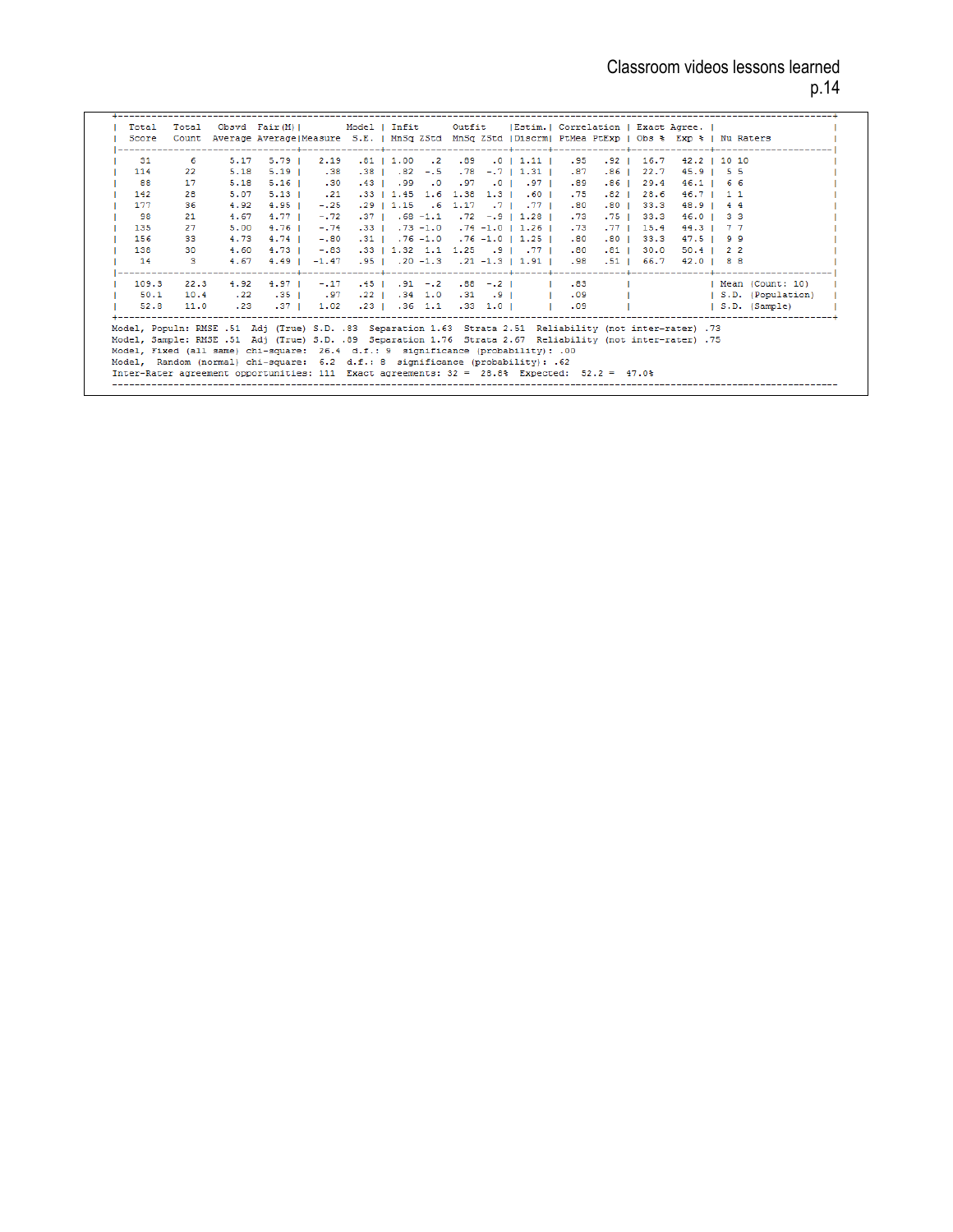| Total Score | Total Count | Obsvd Average | Fair(M) Average | Measure | Model S.E. | Infit MnSq | Infit ZStd | Outfit MnSq | Outfit ZStd | Estim. Discrm | Correlation PtMea | Correlation PtExp | Exact Agree. Obs % | Exact Agree. Exp % | Nu Raters |
|---|---|---|---|---|---|---|---|---|---|---|---|---|---|---|---|
| 31 | 6 | 5.17 | 5.79 | 2.19 | .81 | 1.00 | .2 | .89 | .0 | 1.11 | .95 | .92 | 16.7 | 42.2 | 10 10 |
| 114 | 22 | 5.18 | 5.19 | .38 | .38 | .82 | -.5 | .78 | -.7 | 1.31 | .87 | .86 | 22.7 | 45.9 | 5 5 |
| 88 | 17 | 5.18 | 5.16 | .30 | .43 | .99 | .0 | .97 | .0 | .97 | .89 | .86 | 29.4 | 46.1 | 6 6 |
| 142 | 28 | 5.07 | 5.13 | .21 | .33 | 1.45 | 1.6 | 1.38 | 1.3 | .60 | .75 | .82 | 28.6 | 46.7 | 1 1 |
| 177 | 36 | 4.92 | 4.95 | -.25 | .29 | 1.15 | .6 | 1.17 | .7 | .77 | .80 | .80 | 33.3 | 48.9 | 4 4 |
| 98 | 21 | 4.67 | 4.77 | -.72 | .37 | .68 | -1.1 | .72 | -.9 | 1.28 | .73 | .75 | 33.3 | 46.0 | 3 3 |
| 135 | 27 | 5.00 | 4.76 | -.74 | .33 | .73 | -1.0 | .74 | -1.0 | 1.26 | .73 | .77 | 15.4 | 44.3 | 7 7 |
| 156 | 33 | 4.73 | 4.74 | -.80 | .31 | .76 | -1.0 | .76 | -1.0 | 1.25 | .80 | .80 | 33.3 | 47.5 | 9 9 |
| 138 | 30 | 4.60 | 4.73 | -.83 | .33 | 1.32 | 1.1 | 1.25 | .9 | .77 | .80 | .81 | 30.0 | 50.4 | 2 2 |
| 14 | 3 | 4.67 | 4.49 | -1.47 | .95 | .20 | -1.3 | .21 | -1.3 | 1.91 | .98 | .51 | 66.7 | 42.0 | 8 8 |
| 109.3 | 22.3 | 4.92 | 4.97 | -.17 | .45 | .91 | -.2 | .88 | -.2 | | .83 | | | | Mean (Count: 10) |
| 50.1 | 10.4 | .22 | .35 | .97 | .22 | .34 | 1.0 | .31 | .9 | | .09 | | | | S.D. (Population) |
| 52.8 | 11.0 | .23 | .37 | 1.02 | .23 | .36 | 1.1 | .33 | 1.0 | | .09 | | | | S.D. (Sample) |

```
Model, Populn: RMSE .51  Adj (True) S.D. .83  Separation 1.63  Strata 2.51  Reliability (not inter-rater) .73
Model, Sample: RMSE .51  Adj (True) S.D. .89  Separation 1.76  Strata 2.67  Reliability (not inter-rater) .75
Model, Fixed (all same) chi-square:  26.4  d.f.: 9  significance (probability): .00
Model, Random (normal) chi-square:  6.2  d.f.: 8  significance (probability): .62
Inter-Rater agreement opportunities: 111  Exact agreements: 32 =  28.8%  Expected:  52.2 =  47.0%
```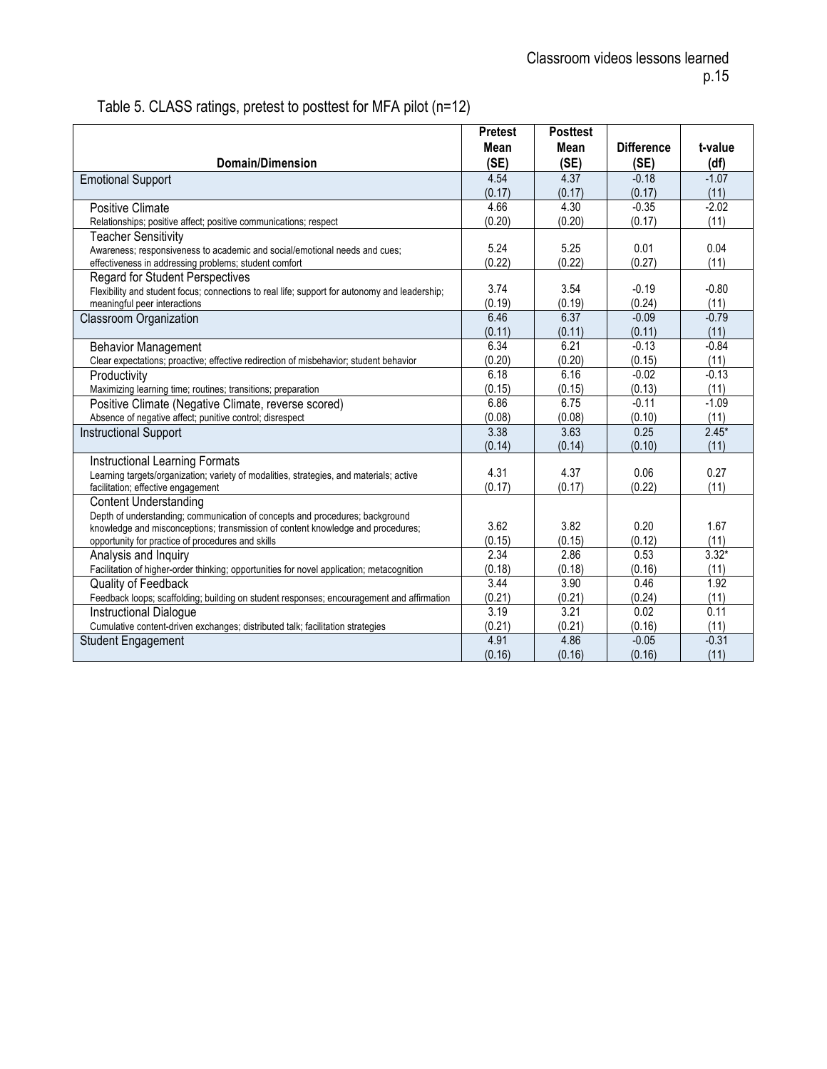Table 5. CLASS ratings, pretest to posttest for MFA pilot (n=12)

| Domain/Dimension | Pretest Mean (SE) | Posttest Mean (SE) | Difference (SE) | t-value (df) |
|---|---|---|---|---|
| Emotional Support | 4.54 (0.17) | 4.37 (0.17) | -0.18 (0.17) | -1.07 (11) |
| Positive Climate<br>Relationships; positive affect; positive communications; respect | 4.66 (0.20) | 4.30 (0.20) | -0.35 (0.17) | -2.02 (11) |
| Teacher Sensitivity<br>Awareness; responsiveness to academic and social/emotional needs and cues; effectiveness in addressing problems; student comfort | 5.24 (0.22) | 5.25 (0.22) | 0.01 (0.27) | 0.04 (11) |
| Regard for Student Perspectives<br>Flexibility and student focus; connections to real life; support for autonomy and leadership; meaningful peer interactions | 3.74 (0.19) | 3.54 (0.19) | -0.19 (0.24) | -0.80 (11) |
| Classroom Organization | 6.46 (0.11) | 6.37 (0.11) | -0.09 (0.11) | -0.79 (11) |
| Behavior Management<br>Clear expectations; proactive; effective redirection of misbehavior; student behavior | 6.34 (0.20) | 6.21 (0.20) | -0.13 (0.15) | -0.84 (11) |
| Productivity<br>Maximizing learning time; routines; transitions; preparation | 6.18 (0.15) | 6.16 (0.15) | -0.02 (0.13) | -0.13 (11) |
| Positive Climate (Negative Climate, reverse scored)<br>Absence of negative affect; punitive control; disrespect | 6.86 (0.08) | 6.75 (0.08) | -0.11 (0.10) | -1.09 (11) |
| Instructional Support | 3.38 (0.14) | 3.63 (0.14) | 0.25 (0.10) | 2.45* (11) |
| Instructional Learning Formats<br>Learning targets/organization; variety of modalities, strategies, and materials; active facilitation; effective engagement | 4.31 (0.17) | 4.37 (0.17) | 0.06 (0.22) | 0.27 (11) |
| Content Understanding<br>Depth of understanding; communication of concepts and procedures; background knowledge and misconceptions; transmission of content knowledge and procedures; opportunity for practice of procedures and skills | 3.62 (0.15) | 3.82 (0.15) | 0.20 (0.12) | 1.67 (11) |
| Analysis and Inquiry<br>Facilitation of higher-order thinking; opportunities for novel application; metacognition | 2.34 (0.18) | 2.86 (0.18) | 0.53 (0.16) | 3.32* (11) |
| Quality of Feedback<br>Feedback loops; scaffolding; building on student responses; encouragement and affirmation | 3.44 (0.21) | 3.90 (0.21) | 0.46 (0.24) | 1.92 (11) |
| Instructional Dialogue<br>Cumulative content-driven exchanges; distributed talk; facilitation strategies | 3.19 (0.21) | 3.21 (0.21) | 0.02 (0.16) | 0.11 (11) |
| Student Engagement | 4.91 (0.16) | 4.86 (0.16) | -0.05 (0.16) | -0.31 (11) |